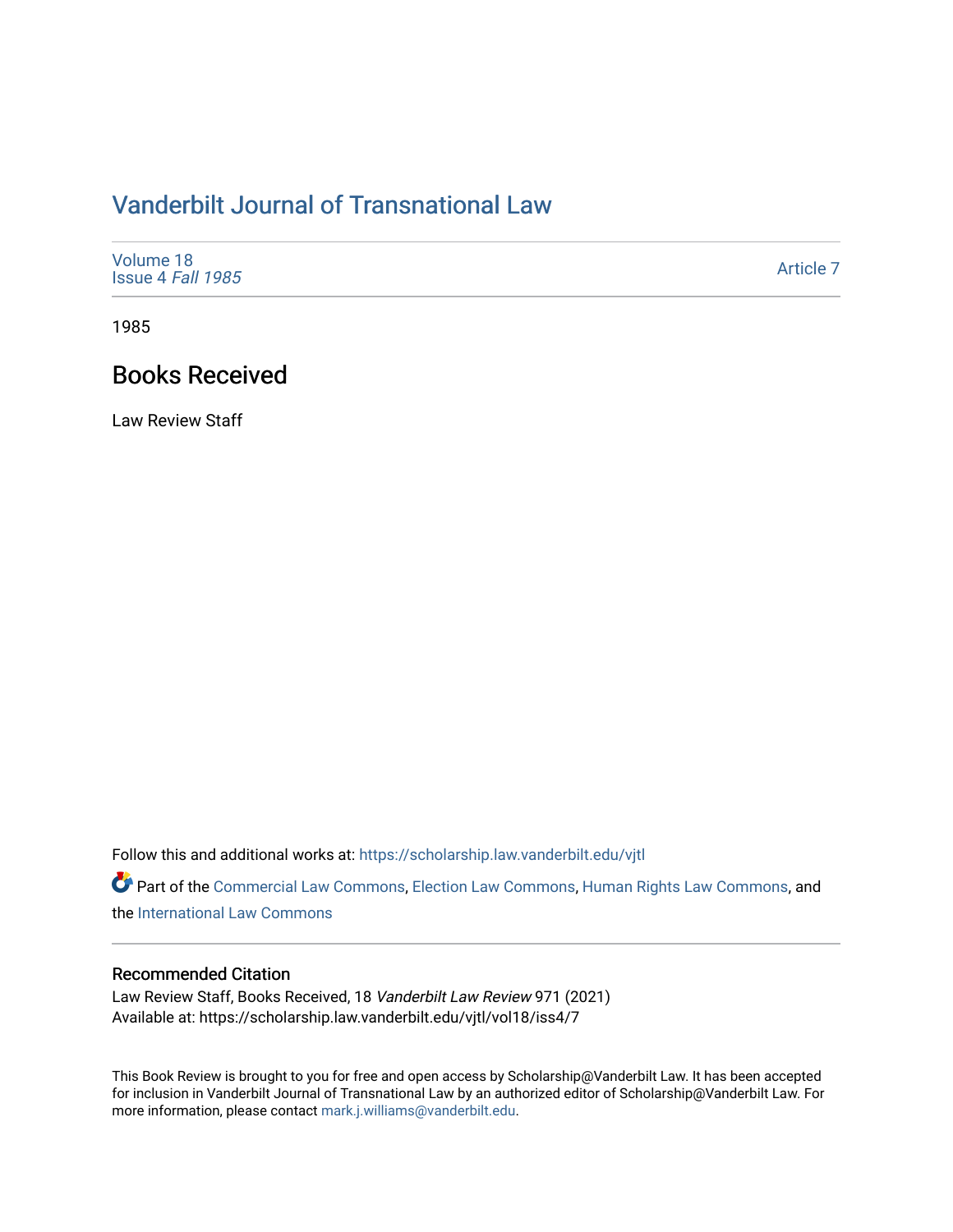# Vanderbilt Journal of Transnational Law

Volume 18
Issue 4 *Fall 1985*

Article 7

1985

## Books Received

Law Review Staff

Follow this and additional works at: https://scholarship.law.vanderbilt.edu/vjtl

Part of the Commercial Law Commons, Election Law Commons, Human Rights Law Commons, and the International Law Commons

### Recommended Citation

Law Review Staff, Books Received, 18 *Vanderbilt Law Review* 971 (2021)
Available at: https://scholarship.law.vanderbilt.edu/vjtl/vol18/iss4/7

This Book Review is brought to you for free and open access by Scholarship@Vanderbilt Law. It has been accepted for inclusion in Vanderbilt Journal of Transnational Law by an authorized editor of Scholarship@Vanderbilt Law. For more information, please contact mark.j.williams@vanderbilt.edu.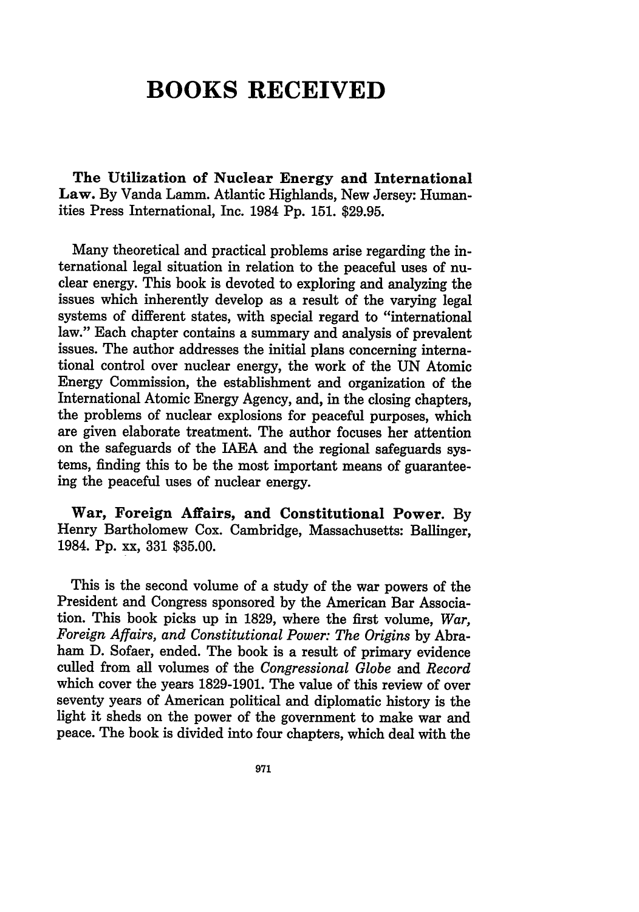# BOOKS RECEIVED

**The Utilization of Nuclear Energy and International Law.** By Vanda Lamm. Atlantic Highlands, New Jersey: Humanities Press International, Inc. 1984 Pp. 151. $29.95.

Many theoretical and practical problems arise regarding the international legal situation in relation to the peaceful uses of nuclear energy. This book is devoted to exploring and analyzing the issues which inherently develop as a result of the varying legal systems of different states, with special regard to "international law." Each chapter contains a summary and analysis of prevalent issues. The author addresses the initial plans concerning international control over nuclear energy, the work of the UN Atomic Energy Commission, the establishment and organization of the International Atomic Energy Agency, and, in the closing chapters, the problems of nuclear explosions for peaceful purposes, which are given elaborate treatment. The author focuses her attention on the safeguards of the IAEA and the regional safeguards systems, finding this to be the most important means of guaranteeing the peaceful uses of nuclear energy.

**War, Foreign Affairs, and Constitutional Power.** By Henry Bartholomew Cox. Cambridge, Massachusetts: Ballinger, 1984. Pp. xx, 331 $35.00.

This is the second volume of a study of the war powers of the President and Congress sponsored by the American Bar Association. This book picks up in 1829, where the first volume, *War, Foreign Affairs, and Constitutional Power: The Origins* by Abraham D. Sofaer, ended. The book is a result of primary evidence culled from all volumes of the *Congressional Globe* and *Record* which cover the years 1829-1901. The value of this review of over seventy years of American political and diplomatic history is the light it sheds on the power of the government to make war and peace. The book is divided into four chapters, which deal with the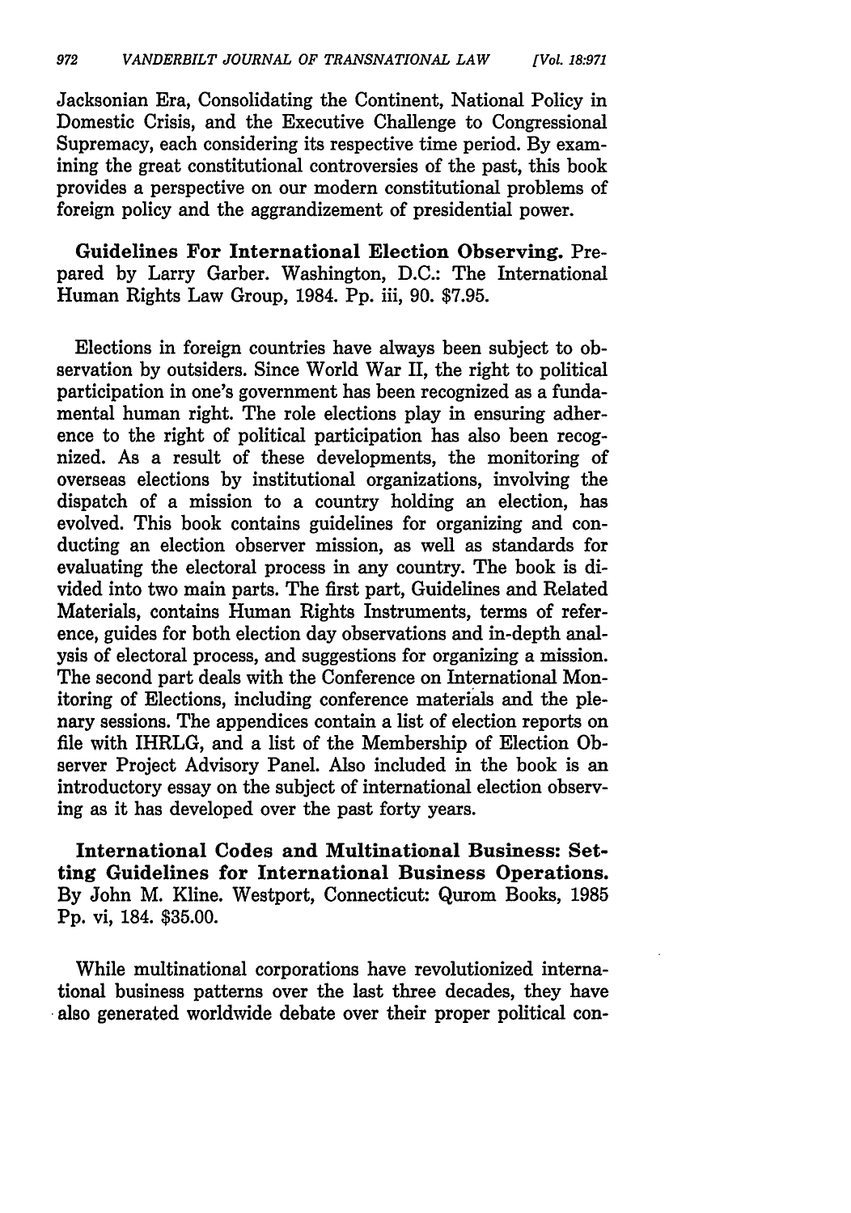Jacksonian Era, Consolidating the Continent, National Policy in Domestic Crisis, and the Executive Challenge to Congressional Supremacy, each considering its respective time period. By examining the great constitutional controversies of the past, this book provides a perspective on our modern constitutional problems of foreign policy and the aggrandizement of presidential power.

**Guidelines For International Election Observing.** Prepared by Larry Garber. Washington, D.C.: The International Human Rights Law Group, 1984. Pp. iii, 90. $7.95.

Elections in foreign countries have always been subject to observation by outsiders. Since World War II, the right to political participation in one's government has been recognized as a fundamental human right. The role elections play in ensuring adherence to the right of political participation has also been recognized. As a result of these developments, the monitoring of overseas elections by institutional organizations, involving the dispatch of a mission to a country holding an election, has evolved. This book contains guidelines for organizing and conducting an election observer mission, as well as standards for evaluating the electoral process in any country. The book is divided into two main parts. The first part, Guidelines and Related Materials, contains Human Rights Instruments, terms of reference, guides for both election day observations and in-depth analysis of electoral process, and suggestions for organizing a mission. The second part deals with the Conference on International Monitoring of Elections, including conference materials and the plenary sessions. The appendices contain a list of election reports on file with IHRLG, and a list of the Membership of Election Observer Project Advisory Panel. Also included in the book is an introductory essay on the subject of international election observing as it has developed over the past forty years.

**International Codes and Multinational Business: Setting Guidelines for International Business Operations.** By John M. Kline. Westport, Connecticut: Qurom Books, 1985 Pp. vi, 184. $35.00.

While multinational corporations have revolutionized international business patterns over the last three decades, they have also generated worldwide debate over their proper political con-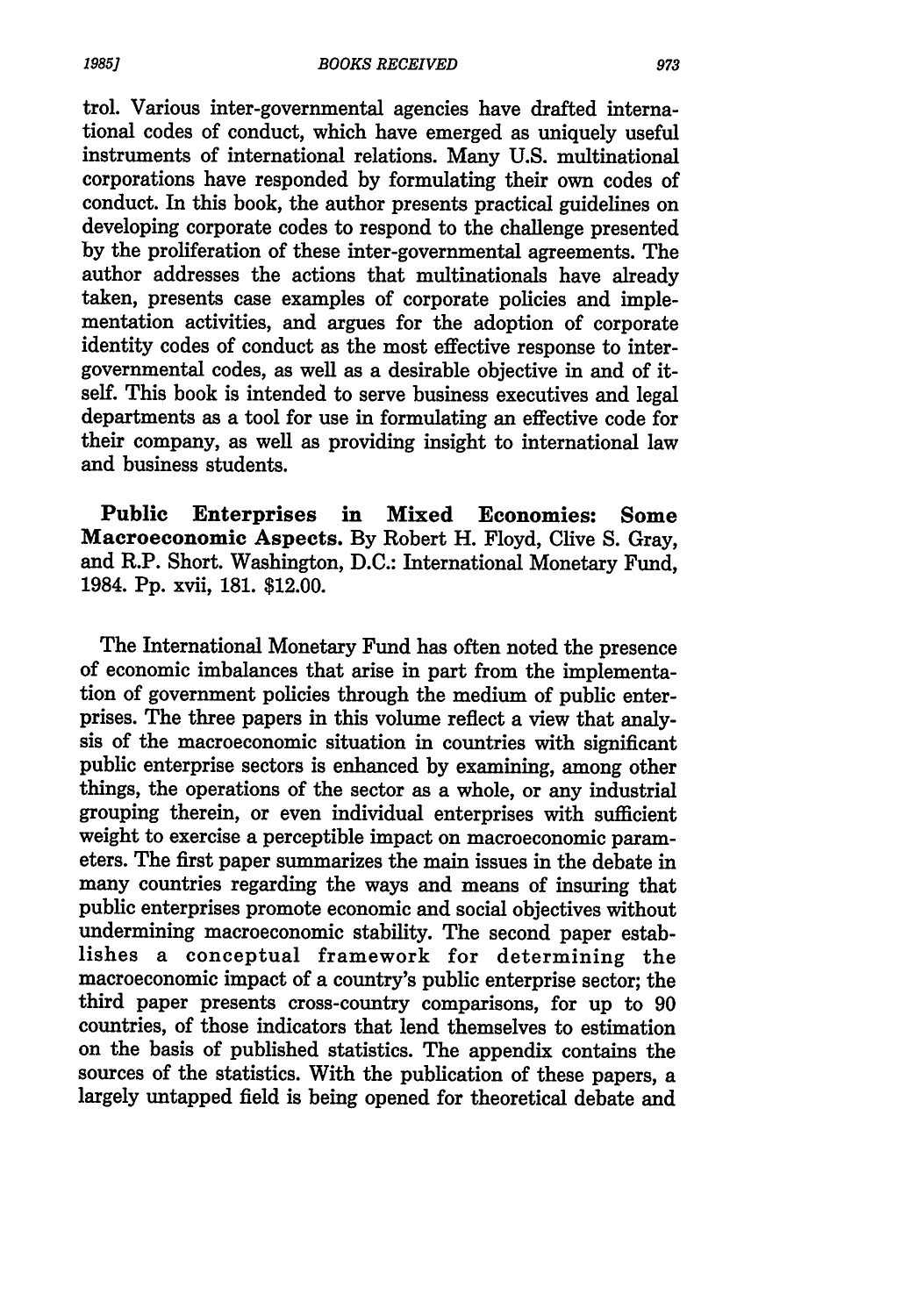trol. Various inter-governmental agencies have drafted international codes of conduct, which have emerged as uniquely useful instruments of international relations. Many U.S. multinational corporations have responded by formulating their own codes of conduct. In this book, the author presents practical guidelines on developing corporate codes to respond to the challenge presented by the proliferation of these inter-governmental agreements. The author addresses the actions that multinationals have already taken, presents case examples of corporate policies and implementation activities, and argues for the adoption of corporate identity codes of conduct as the most effective response to inter-governmental codes, as well as a desirable objective in and of itself. This book is intended to serve business executives and legal departments as a tool for use in formulating an effective code for their company, as well as providing insight to international law and business students.

**Public Enterprises in Mixed Economies: Some Macroeconomic Aspects.** By Robert H. Floyd, Clive S. Gray, and R.P. Short. Washington, D.C.: International Monetary Fund, 1984. Pp. xvii, 181. $12.00.

The International Monetary Fund has often noted the presence of economic imbalances that arise in part from the implementation of government policies through the medium of public enterprises. The three papers in this volume reflect a view that analysis of the macroeconomic situation in countries with significant public enterprise sectors is enhanced by examining, among other things, the operations of the sector as a whole, or any industrial grouping therein, or even individual enterprises with sufficient weight to exercise a perceptible impact on macroeconomic parameters. The first paper summarizes the main issues in the debate in many countries regarding the ways and means of insuring that public enterprises promote economic and social objectives without undermining macroeconomic stability. The second paper establishes a conceptual framework for determining the macroeconomic impact of a country's public enterprise sector; the third paper presents cross-country comparisons, for up to 90 countries, of those indicators that lend themselves to estimation on the basis of published statistics. The appendix contains the sources of the statistics. With the publication of these papers, a largely untapped field is being opened for theoretical debate and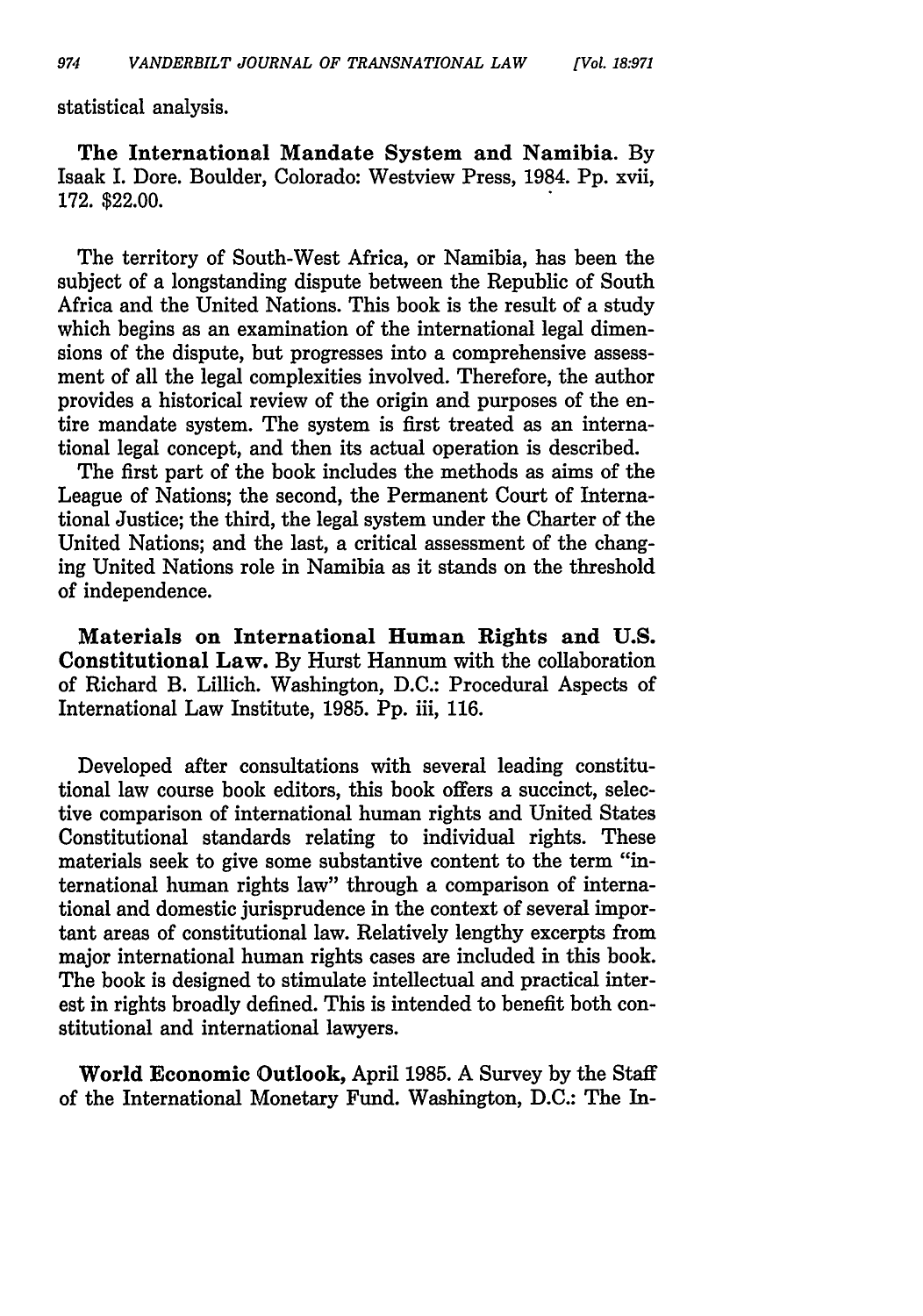statistical analysis.

**The International Mandate System and Namibia.** By Isaak I. Dore. Boulder, Colorado: Westview Press, 1984. Pp. xvii, 172. $22.00.

The territory of South-West Africa, or Namibia, has been the subject of a longstanding dispute between the Republic of South Africa and the United Nations. This book is the result of a study which begins as an examination of the international legal dimensions of the dispute, but progresses into a comprehensive assessment of all the legal complexities involved. Therefore, the author provides a historical review of the origin and purposes of the entire mandate system. The system is first treated as an international legal concept, and then its actual operation is described.

The first part of the book includes the methods as aims of the League of Nations; the second, the Permanent Court of International Justice; the third, the legal system under the Charter of the United Nations; and the last, a critical assessment of the changing United Nations role in Namibia as it stands on the threshold of independence.

**Materials on International Human Rights and U.S. Constitutional Law.** By Hurst Hannum with the collaboration of Richard B. Lillich. Washington, D.C.: Procedural Aspects of International Law Institute, 1985. Pp. iii, 116.

Developed after consultations with several leading constitutional law course book editors, this book offers a succinct, selective comparison of international human rights and United States Constitutional standards relating to individual rights. These materials seek to give some substantive content to the term "international human rights law" through a comparison of international and domestic jurisprudence in the context of several important areas of constitutional law. Relatively lengthy excerpts from major international human rights cases are included in this book. The book is designed to stimulate intellectual and practical interest in rights broadly defined. This is intended to benefit both constitutional and international lawyers.

**World Economic Outlook,** April 1985. A Survey by the Staff of the International Monetary Fund. Washington, D.C.: The In-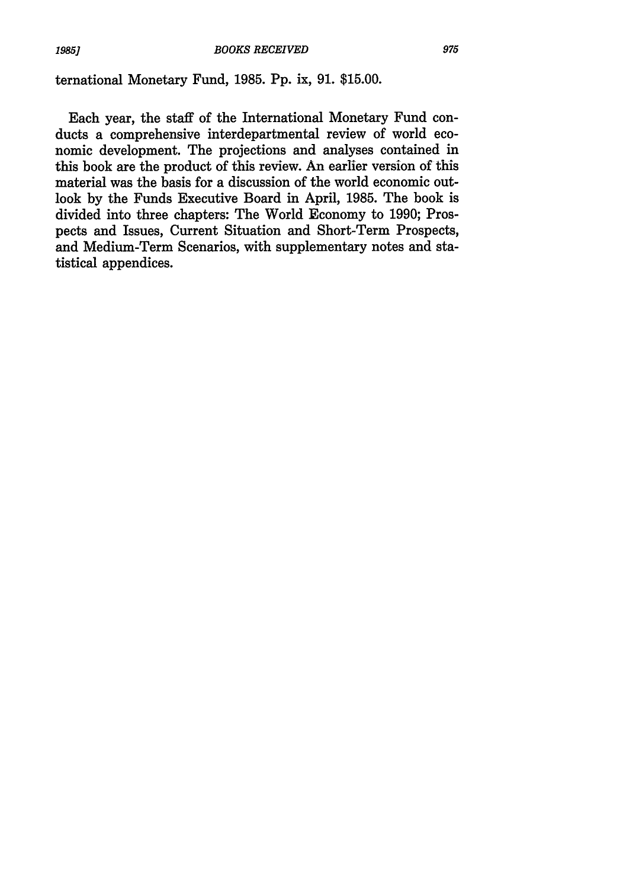ternational Monetary Fund, 1985. Pp. ix, 91. $15.00.

Each year, the staff of the International Monetary Fund conducts a comprehensive interdepartmental review of world economic development. The projections and analyses contained in this book are the product of this review. An earlier version of this material was the basis for a discussion of the world economic outlook by the Funds Executive Board in April, 1985. The book is divided into three chapters: The World Economy to 1990; Prospects and Issues, Current Situation and Short-Term Prospects, and Medium-Term Scenarios, with supplementary notes and statistical appendices.